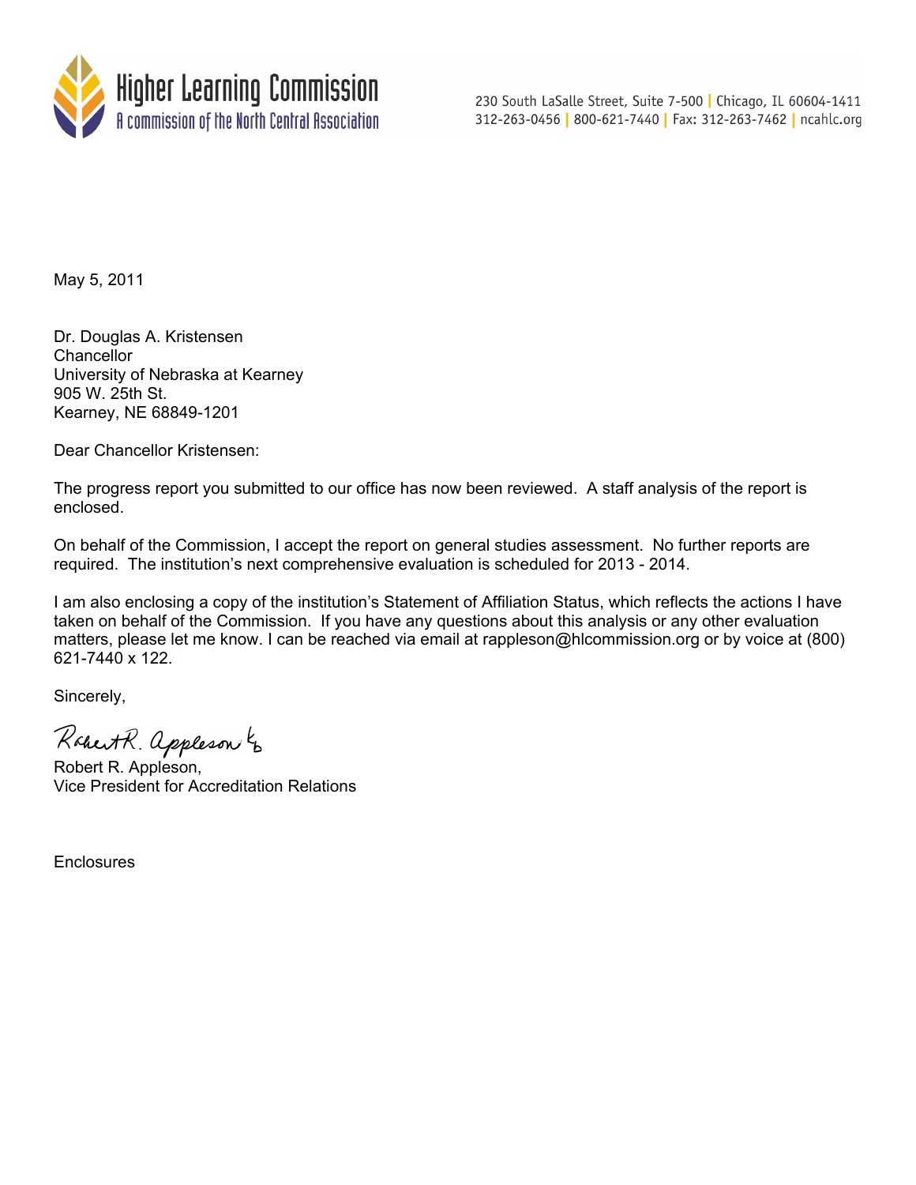**Higher Learning Commission**
A commission of the North Central Association

230 South LaSalle Street, Suite 7-500 | Chicago, IL 60604-1411
312-263-0456 | 800-621-7440 | Fax: 312-263-7462 | ncahlc.org

May 5, 2011

Dr. Douglas A. Kristensen
Chancellor
University of Nebraska at Kearney
905 W. 25th St.
Kearney, NE 68849-1201

Dear Chancellor Kristensen:

The progress report you submitted to our office has now been reviewed. A staff analysis of the report is enclosed.

On behalf of the Commission, I accept the report on general studies assessment. No further reports are required. The institution's next comprehensive evaluation is scheduled for 2013 - 2014.

I am also enclosing a copy of the institution's Statement of Affiliation Status, which reflects the actions I have taken on behalf of the Commission. If you have any questions about this analysis or any other evaluation matters, please let me know. I can be reached via email at rappleson@hlcommission.org or by voice at (800) 621-7440 x 122.

Sincerely,

Robert R. Appleson kb

Robert R. Appleson,
Vice President for Accreditation Relations

Enclosures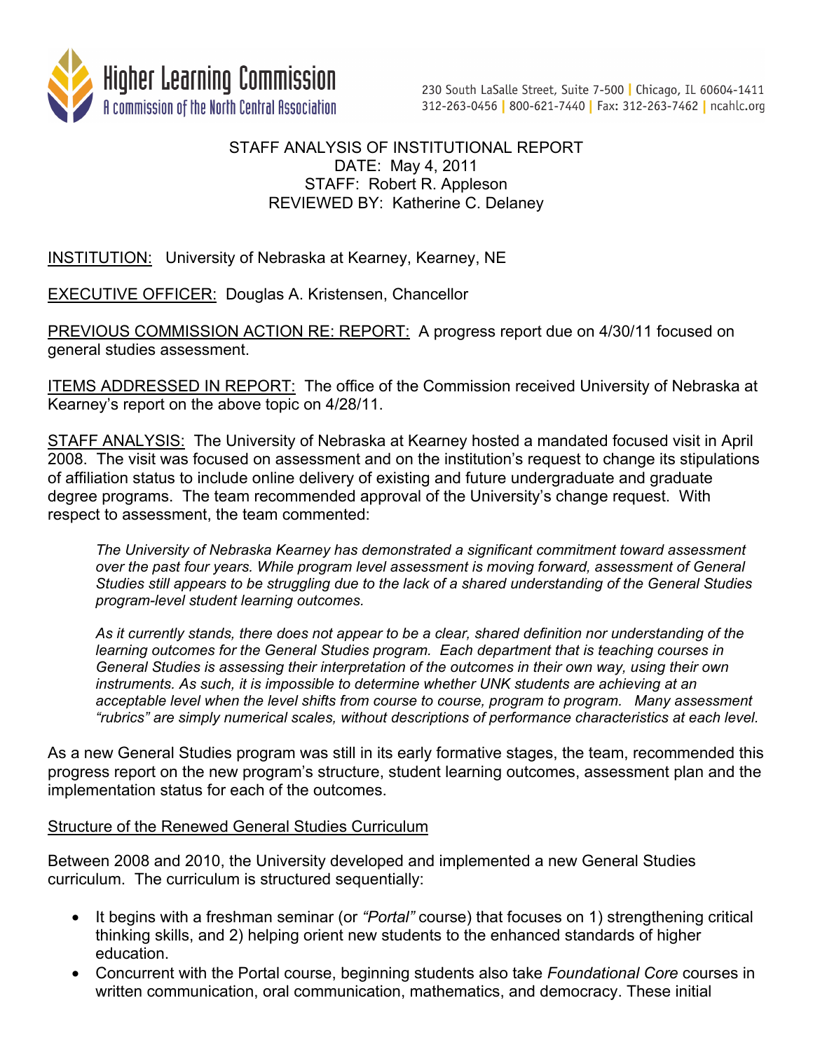STAFF ANALYSIS OF INSTITUTIONAL REPORT
DATE: May 4, 2011
STAFF: Robert R. Appleson
REVIEWED BY: Katherine C. Delaney

INSTITUTION: University of Nebraska at Kearney, Kearney, NE

EXECUTIVE OFFICER: Douglas A. Kristensen, Chancellor

PREVIOUS COMMISSION ACTION RE: REPORT: A progress report due on 4/30/11 focused on general studies assessment.

ITEMS ADDRESSED IN REPORT: The office of the Commission received University of Nebraska at Kearney's report on the above topic on 4/28/11.

STAFF ANALYSIS: The University of Nebraska at Kearney hosted a mandated focused visit in April 2008. The visit was focused on assessment and on the institution's request to change its stipulations of affiliation status to include online delivery of existing and future undergraduate and graduate degree programs. The team recommended approval of the University's change request. With respect to assessment, the team commented:

> *The University of Nebraska Kearney has demonstrated a significant commitment toward assessment over the past four years. While program level assessment is moving forward, assessment of General Studies still appears to be struggling due to the lack of a shared understanding of the General Studies program-level student learning outcomes.*
>
> *As it currently stands, there does not appear to be a clear, shared definition nor understanding of the learning outcomes for the General Studies program. Each department that is teaching courses in General Studies is assessing their interpretation of the outcomes in their own way, using their own instruments. As such, it is impossible to determine whether UNK students are achieving at an acceptable level when the level shifts from course to course, program to program. Many assessment "rubrics" are simply numerical scales, without descriptions of performance characteristics at each level.*

As a new General Studies program was still in its early formative stages, the team, recommended this progress report on the new program's structure, student learning outcomes, assessment plan and the implementation status for each of the outcomes.

Structure of the Renewed General Studies Curriculum

Between 2008 and 2010, the University developed and implemented a new General Studies curriculum. The curriculum is structured sequentially:

- It begins with a freshman seminar (or *"Portal"* course) that focuses on 1) strengthening critical thinking skills, and 2) helping orient new students to the enhanced standards of higher education.
- Concurrent with the Portal course, beginning students also take *Foundational Core* courses in written communication, oral communication, mathematics, and democracy. These initial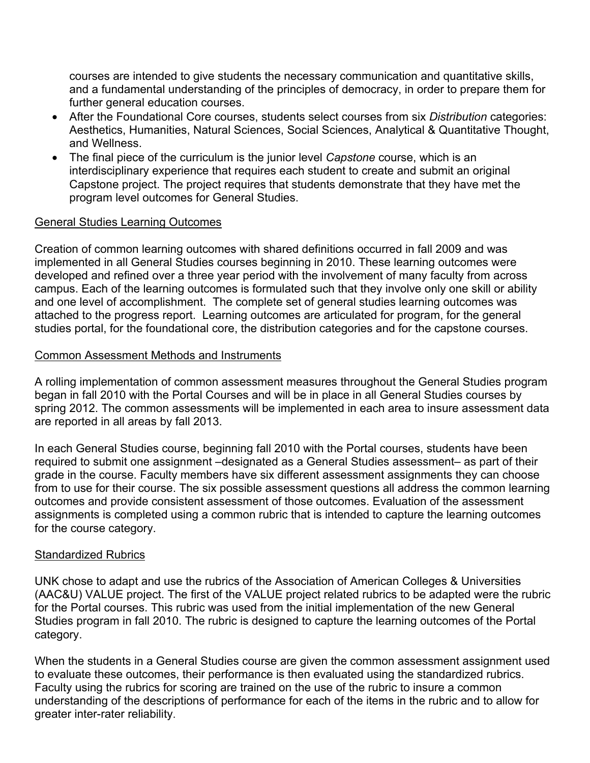courses are intended to give students the necessary communication and quantitative skills, and a fundamental understanding of the principles of democracy, in order to prepare them for further general education courses.

- After the Foundational Core courses, students select courses from six *Distribution* categories: Aesthetics, Humanities, Natural Sciences, Social Sciences, Analytical & Quantitative Thought, and Wellness.
- The final piece of the curriculum is the junior level *Capstone* course, which is an interdisciplinary experience that requires each student to create and submit an original Capstone project. The project requires that students demonstrate that they have met the program level outcomes for General Studies.

## General Studies Learning Outcomes

Creation of common learning outcomes with shared definitions occurred in fall 2009 and was implemented in all General Studies courses beginning in 2010. These learning outcomes were developed and refined over a three year period with the involvement of many faculty from across campus. Each of the learning outcomes is formulated such that they involve only one skill or ability and one level of accomplishment. The complete set of general studies learning outcomes was attached to the progress report. Learning outcomes are articulated for program, for the general studies portal, for the foundational core, the distribution categories and for the capstone courses.

## Common Assessment Methods and Instruments

A rolling implementation of common assessment measures throughout the General Studies program began in fall 2010 with the Portal Courses and will be in place in all General Studies courses by spring 2012. The common assessments will be implemented in each area to insure assessment data are reported in all areas by fall 2013.

In each General Studies course, beginning fall 2010 with the Portal courses, students have been required to submit one assignment –designated as a General Studies assessment– as part of their grade in the course. Faculty members have six different assessment assignments they can choose from to use for their course. The six possible assessment questions all address the common learning outcomes and provide consistent assessment of those outcomes. Evaluation of the assessment assignments is completed using a common rubric that is intended to capture the learning outcomes for the course category.

## Standardized Rubrics

UNK chose to adapt and use the rubrics of the Association of American Colleges & Universities (AAC&U) VALUE project. The first of the VALUE project related rubrics to be adapted were the rubric for the Portal courses. This rubric was used from the initial implementation of the new General Studies program in fall 2010. The rubric is designed to capture the learning outcomes of the Portal category.

When the students in a General Studies course are given the common assessment assignment used to evaluate these outcomes, their performance is then evaluated using the standardized rubrics. Faculty using the rubrics for scoring are trained on the use of the rubric to insure a common understanding of the descriptions of performance for each of the items in the rubric and to allow for greater inter-rater reliability.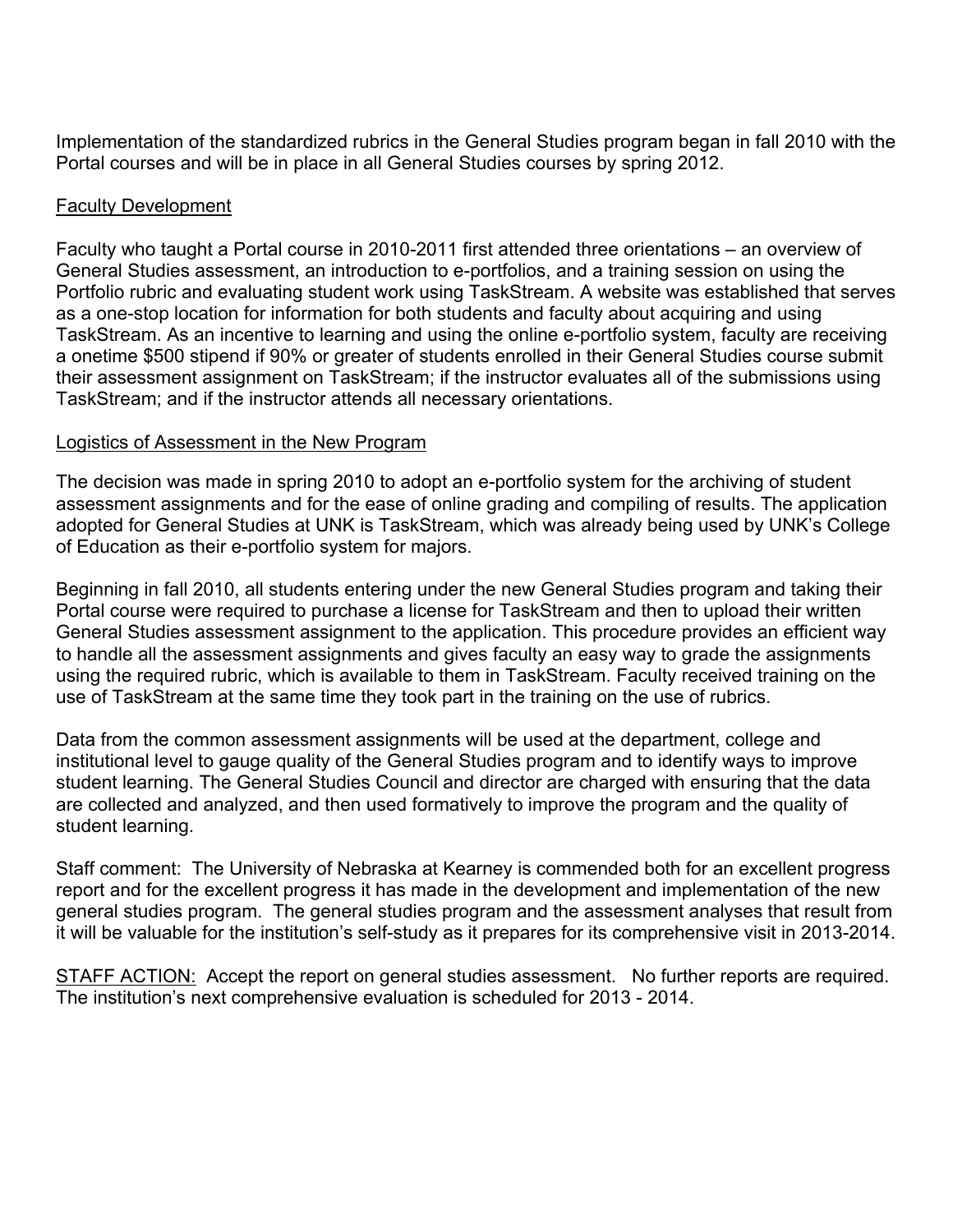Implementation of the standardized rubrics in the General Studies program began in fall 2010 with the Portal courses and will be in place in all General Studies courses by spring 2012.

Faculty Development

Faculty who taught a Portal course in 2010-2011 first attended three orientations – an overview of General Studies assessment, an introduction to e-portfolios, and a training session on using the Portfolio rubric and evaluating student work using TaskStream. A website was established that serves as a one-stop location for information for both students and faculty about acquiring and using TaskStream. As an incentive to learning and using the online e-portfolio system, faculty are receiving a onetime $500 stipend if 90% or greater of students enrolled in their General Studies course submit their assessment assignment on TaskStream; if the instructor evaluates all of the submissions using TaskStream; and if the instructor attends all necessary orientations.

Logistics of Assessment in the New Program

The decision was made in spring 2010 to adopt an e-portfolio system for the archiving of student assessment assignments and for the ease of online grading and compiling of results. The application adopted for General Studies at UNK is TaskStream, which was already being used by UNK's College of Education as their e-portfolio system for majors.

Beginning in fall 2010, all students entering under the new General Studies program and taking their Portal course were required to purchase a license for TaskStream and then to upload their written General Studies assessment assignment to the application. This procedure provides an efficient way to handle all the assessment assignments and gives faculty an easy way to grade the assignments using the required rubric, which is available to them in TaskStream. Faculty received training on the use of TaskStream at the same time they took part in the training on the use of rubrics.

Data from the common assessment assignments will be used at the department, college and institutional level to gauge quality of the General Studies program and to identify ways to improve student learning. The General Studies Council and director are charged with ensuring that the data are collected and analyzed, and then used formatively to improve the program and the quality of student learning.

Staff comment: The University of Nebraska at Kearney is commended both for an excellent progress report and for the excellent progress it has made in the development and implementation of the new general studies program. The general studies program and the assessment analyses that result from it will be valuable for the institution's self-study as it prepares for its comprehensive visit in 2013-2014.

STAFF ACTION: Accept the report on general studies assessment. No further reports are required. The institution's next comprehensive evaluation is scheduled for 2013 - 2014.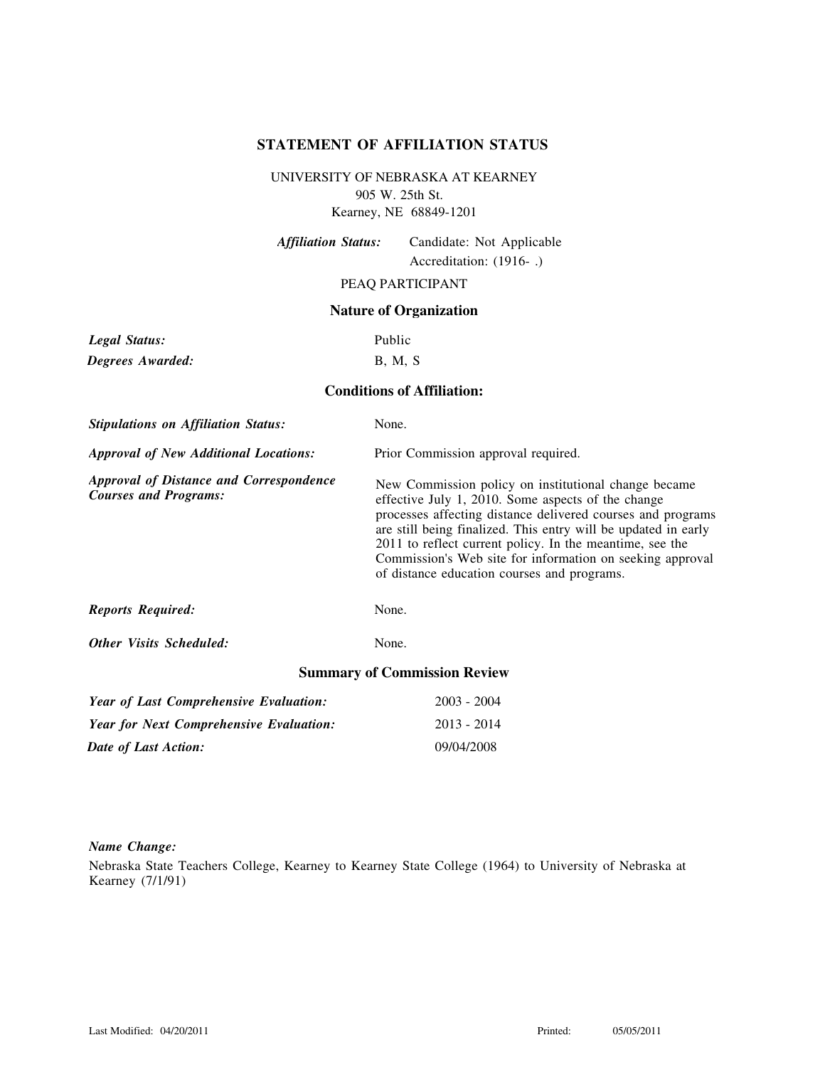## STATEMENT OF AFFILIATION STATUS

UNIVERSITY OF NEBRASKA AT KEARNEY
905 W. 25th St.
Kearney, NE 68849-1201

***Affiliation Status:*** Candidate: Not Applicable
Accreditation: (1916- .)

PEAQ PARTICIPANT

### Nature of Organization

| | |
|---|---|
| ***Legal Status:*** | Public |
| ***Degrees Awarded:*** | B, M, S |

### Conditions of Affiliation:

| | |
|---|---|
| ***Stipulations on Affiliation Status:*** | None. |
| ***Approval of New Additional Locations:*** | Prior Commission approval required. |
| ***Approval of Distance and Correspondence Courses and Programs:*** | New Commission policy on institutional change became effective July 1, 2010. Some aspects of the change processes affecting distance delivered courses and programs are still being finalized. This entry will be updated in early 2011 to reflect current policy. In the meantime, see the Commission's Web site for information on seeking approval of distance education courses and programs. |
| ***Reports Required:*** | None. |
| ***Other Visits Scheduled:*** | None. |

### Summary of Commission Review

| | |
|---|---|
| ***Year of Last Comprehensive Evaluation:*** | 2003 - 2004 |
| ***Year for Next Comprehensive Evaluation:*** | 2013 - 2014 |
| ***Date of Last Action:*** | 09/04/2008 |

***Name Change:***

Nebraska State Teachers College, Kearney to Kearney State College (1964) to University of Nebraska at Kearney (7/1/91)

Last Modified: 04/20/2011 Printed: 05/05/2011